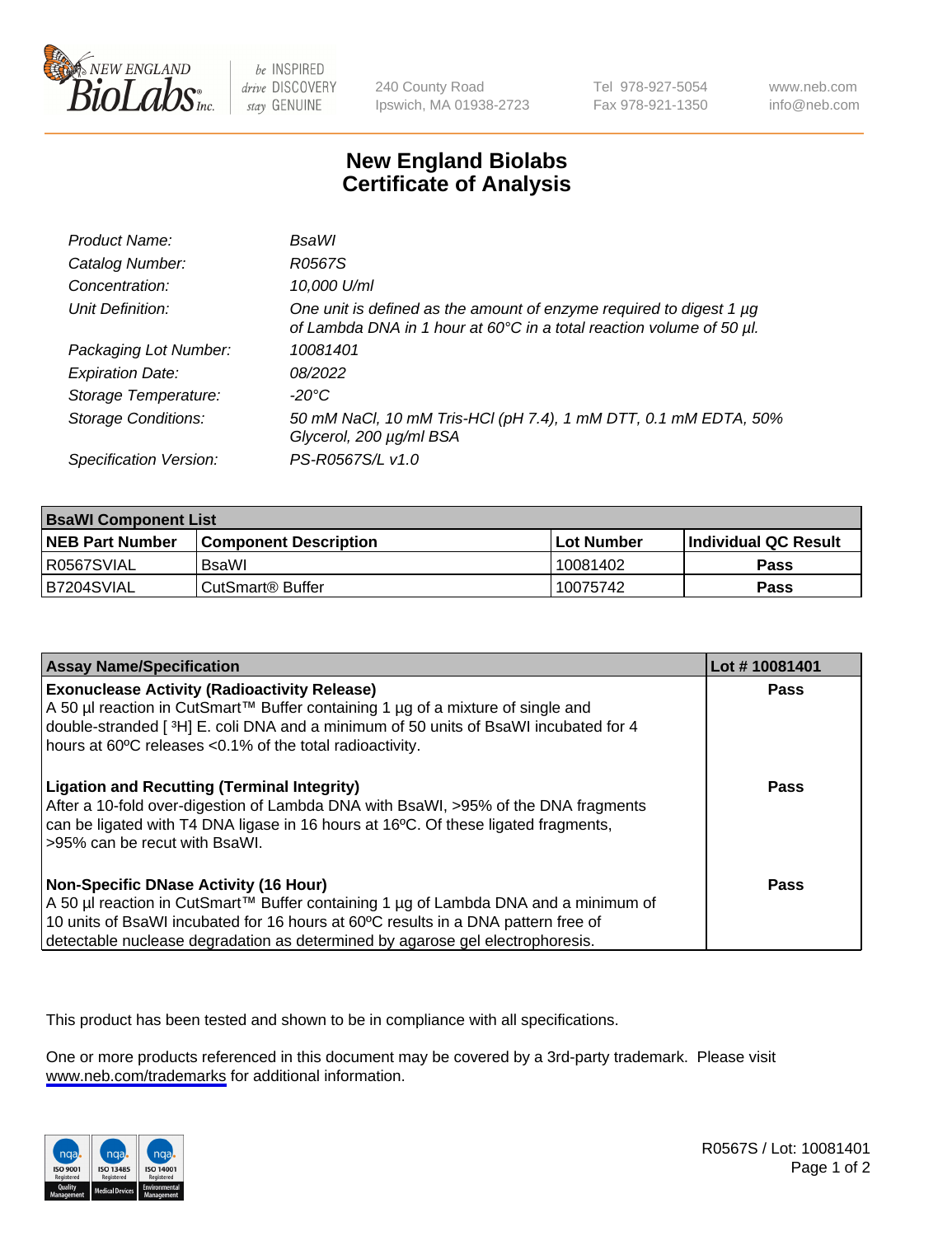New England BioLabs Inc. — be INSPIRED drive DISCOVERY stay GENUINE

240 County Road
Ipswich, MA 01938-2723

Tel 978-927-5054
Fax 978-921-1350

www.neb.com
info@neb.com

# New England Biolabs Certificate of Analysis

| | |
|---|---|
| *Product Name:* | *BsaWI* |
| *Catalog Number:* | *R0567S* |
| *Concentration:* | *10,000 U/ml* |
| *Unit Definition:* | *One unit is defined as the amount of enzyme required to digest 1 µg of Lambda DNA in 1 hour at 60°C in a total reaction volume of 50 µl.* |
| *Packaging Lot Number:* | *10081401* |
| *Expiration Date:* | *08/2022* |
| *Storage Temperature:* | *-20°C* |
| *Storage Conditions:* | *50 mM NaCl, 10 mM Tris-HCl (pH 7.4), 1 mM DTT, 0.1 mM EDTA, 50% Glycerol, 200 µg/ml BSA* |
| *Specification Version:* | *PS-R0567S/L v1.0* |

| BsaWI Component List | | | |
|---|---|---|---|
| **NEB Part Number** | **Component Description** | **Lot Number** | **Individual QC Result** |
| R0567SVIAL | BsaWI | 10081402 | **Pass** |
| B7204SVIAL | CutSmart® Buffer | 10075742 | **Pass** |

| Assay Name/Specification | Lot # 10081401 |
|---|---|
| **Exonuclease Activity (Radioactivity Release)**<br>A 50 µl reaction in CutSmart™ Buffer containing 1 µg of a mixture of single and double-stranded [ $^3$H] E. coli DNA and a minimum of 50 units of BsaWI incubated for 4 hours at 60ºC releases <0.1% of the total radioactivity. | **Pass** |
| **Ligation and Recutting (Terminal Integrity)**<br>After a 10-fold over-digestion of Lambda DNA with BsaWI, >95% of the DNA fragments can be ligated with T4 DNA ligase in 16 hours at 16ºC. Of these ligated fragments, >95% can be recut with BsaWI. | **Pass** |
| **Non-Specific DNase Activity (16 Hour)**<br>A 50 µl reaction in CutSmart™ Buffer containing 1 µg of Lambda DNA and a minimum of 10 units of BsaWI incubated for 16 hours at 60ºC results in a DNA pattern free of detectable nuclease degradation as determined by agarose gel electrophoresis. | **Pass** |

This product has been tested and shown to be in compliance with all specifications.

One or more products referenced in this document may be covered by a 3rd-party trademark. Please visit www.neb.com/trademarks for additional information.

R0567S / Lot: 10081401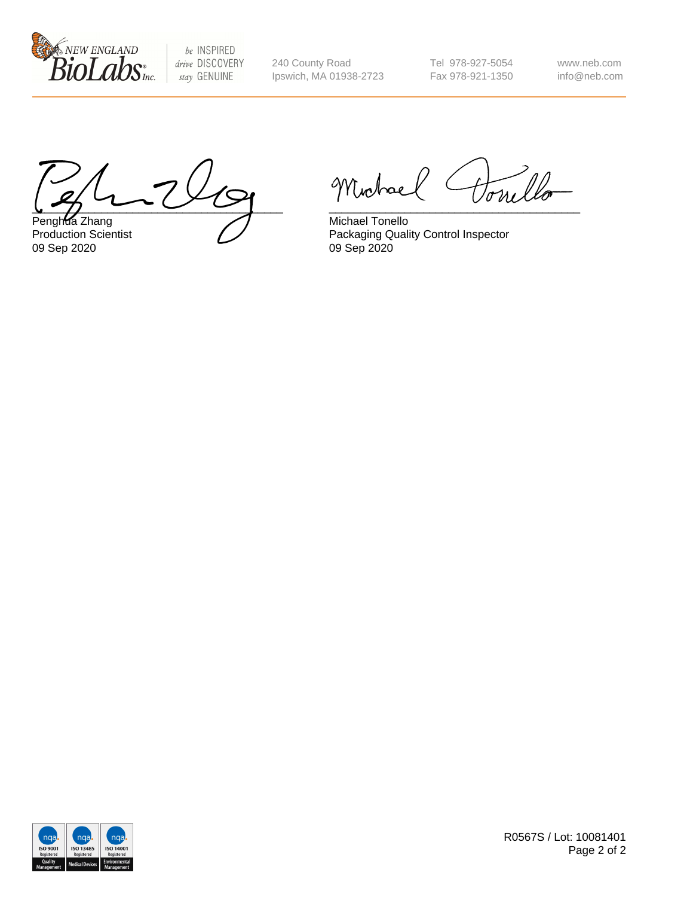NEW ENGLAND BioLabs Inc.

be INSPIRED
drive DISCOVERY
stay GENUINE

240 County Road
Ipswich, MA 01938-2723

Tel 978-927-5054
Fax 978-921-1350

www.neb.com
info@neb.com

Penghua Zhang
Production Scientist
09 Sep 2020

Michael Tonello
Packaging Quality Control Inspector
09 Sep 2020

ISO 9001 Registered Quality Management | ISO 13485 Registered Medical Devices | ISO 14001 Registered Environmental Management

R0567S / Lot: 10081401